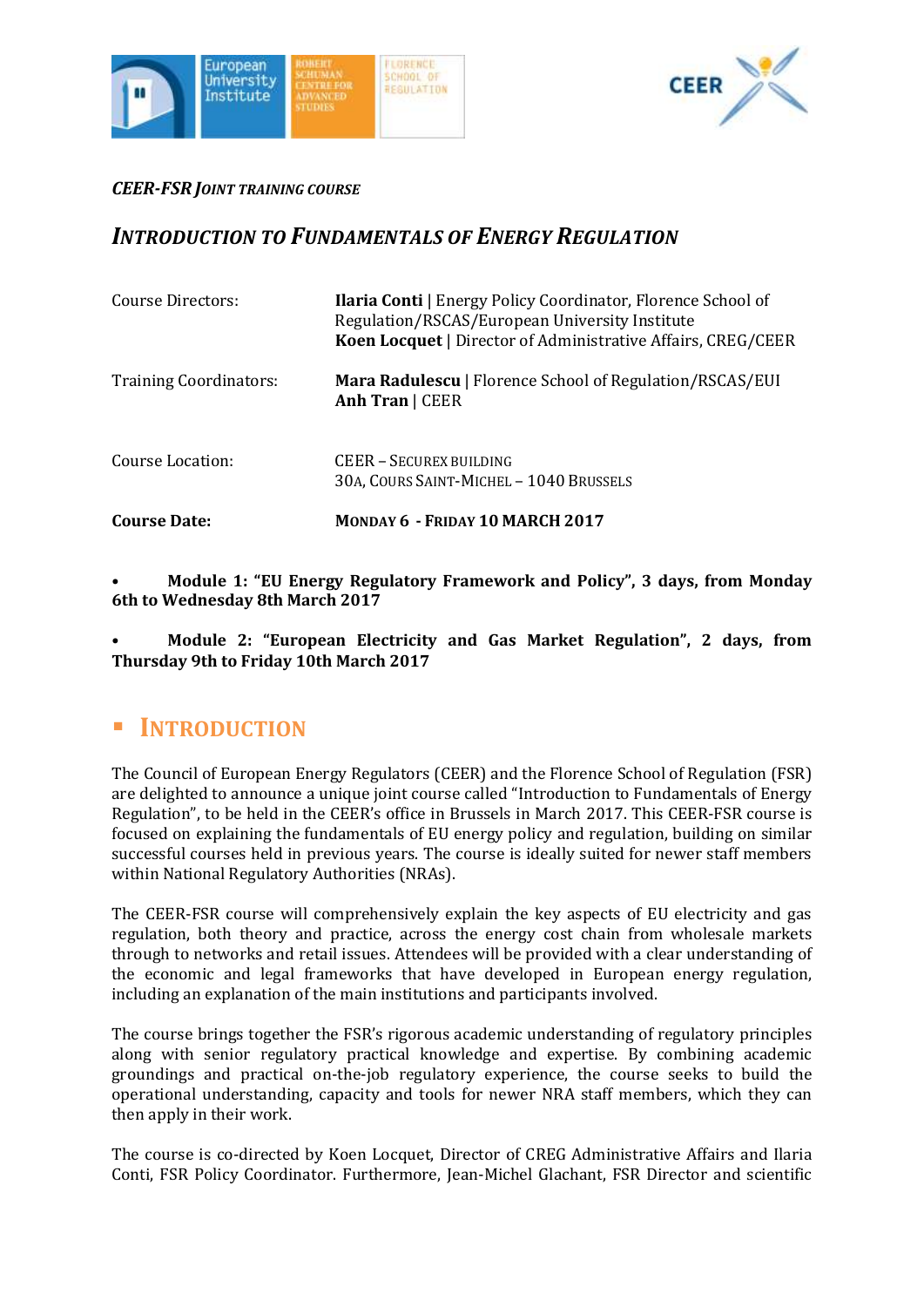*CEER-FSR JOINT TRAINING COURSE*

# *INTRODUCTION TO FUNDAMENTALS OF ENERGY REGULATION*

| | |
|---|---|
| Course Directors: | **Ilaria Conti** \| Energy Policy Coordinator, Florence School of Regulation/RSCAS/European University Institute<br>**Koen Locquet** \| Director of Administrative Affairs, CREG/CEER |
| Training Coordinators: | **Mara Radulescu** \| Florence School of Regulation/RSCAS/EUI<br>**Anh Tran** \| CEER |
| Course Location: | CEER – SECUREX BUILDING<br>30A, COURS SAINT-MICHEL – 1040 BRUSSELS |
| **Course Date:** | **MONDAY 6 - FRIDAY 10 MARCH 2017** |

- **Module 1: "EU Energy Regulatory Framework and Policy", 3 days, from Monday 6th to Wednesday 8th March 2017**
- **Module 2: "European Electricity and Gas Market Regulation", 2 days, from Thursday 9th to Friday 10th March 2017**

## INTRODUCTION

The Council of European Energy Regulators (CEER) and the Florence School of Regulation (FSR) are delighted to announce a unique joint course called "Introduction to Fundamentals of Energy Regulation", to be held in the CEER's office in Brussels in March 2017. This CEER-FSR course is focused on explaining the fundamentals of EU energy policy and regulation, building on similar successful courses held in previous years. The course is ideally suited for newer staff members within National Regulatory Authorities (NRAs).

The CEER-FSR course will comprehensively explain the key aspects of EU electricity and gas regulation, both theory and practice, across the energy cost chain from wholesale markets through to networks and retail issues. Attendees will be provided with a clear understanding of the economic and legal frameworks that have developed in European energy regulation, including an explanation of the main institutions and participants involved.

The course brings together the FSR's rigorous academic understanding of regulatory principles along with senior regulatory practical knowledge and expertise. By combining academic groundings and practical on-the-job regulatory experience, the course seeks to build the operational understanding, capacity and tools for newer NRA staff members, which they can then apply in their work.

The course is co-directed by Koen Locquet, Director of CREG Administrative Affairs and Ilaria Conti, FSR Policy Coordinator. Furthermore, Jean-Michel Glachant, FSR Director and scientific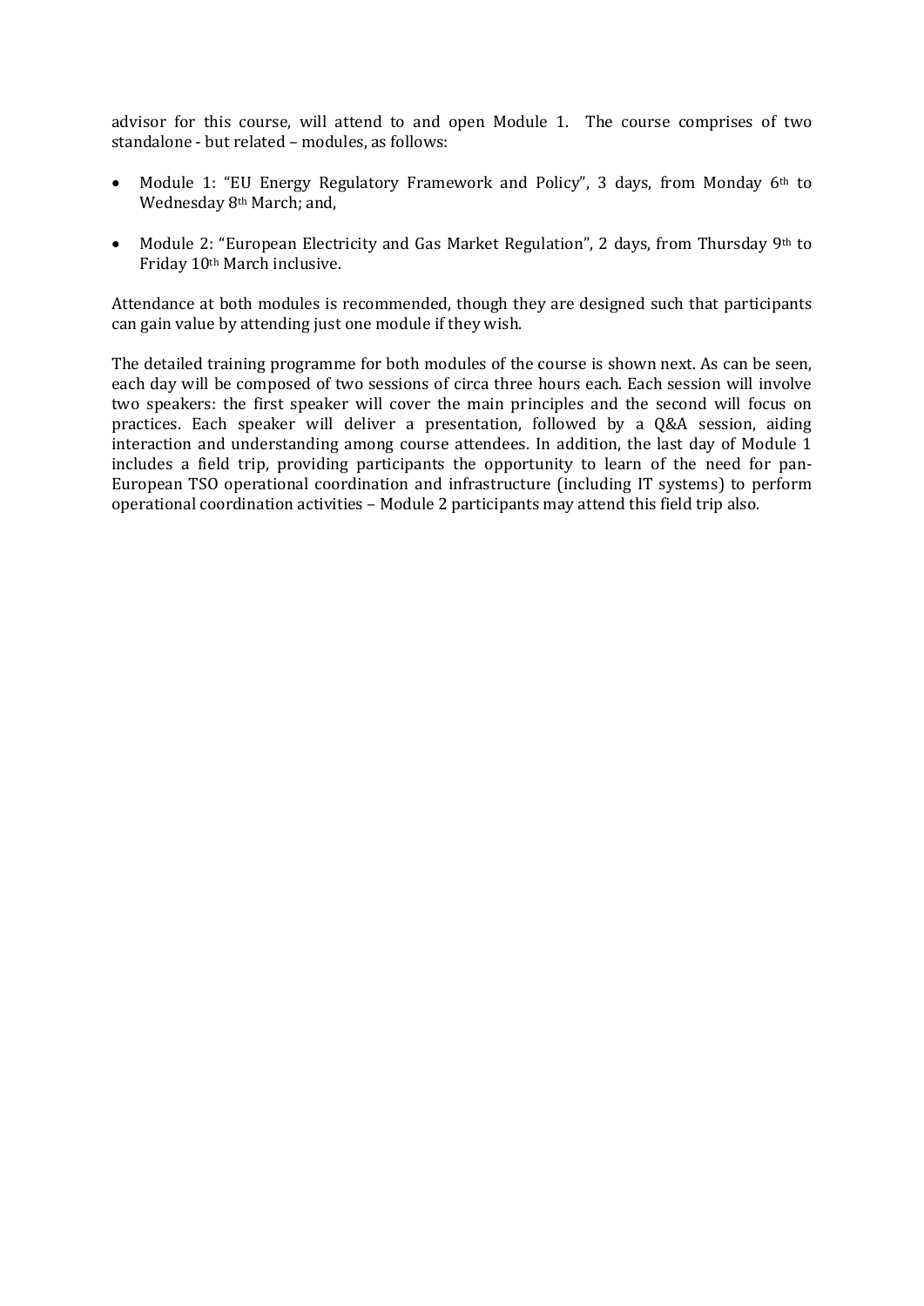advisor for this course, will attend to and open Module 1. The course comprises of two standalone - but related – modules, as follows:

- Module 1: "EU Energy Regulatory Framework and Policy", 3 days, from Monday 6th to Wednesday 8th March; and,
- Module 2: "European Electricity and Gas Market Regulation", 2 days, from Thursday 9th to Friday 10th March inclusive.

Attendance at both modules is recommended, though they are designed such that participants can gain value by attending just one module if they wish.

The detailed training programme for both modules of the course is shown next. As can be seen, each day will be composed of two sessions of circa three hours each. Each session will involve two speakers: the first speaker will cover the main principles and the second will focus on practices. Each speaker will deliver a presentation, followed by a Q&A session, aiding interaction and understanding among course attendees. In addition, the last day of Module 1 includes a field trip, providing participants the opportunity to learn of the need for pan-European TSO operational coordination and infrastructure (including IT systems) to perform operational coordination activities – Module 2 participants may attend this field trip also.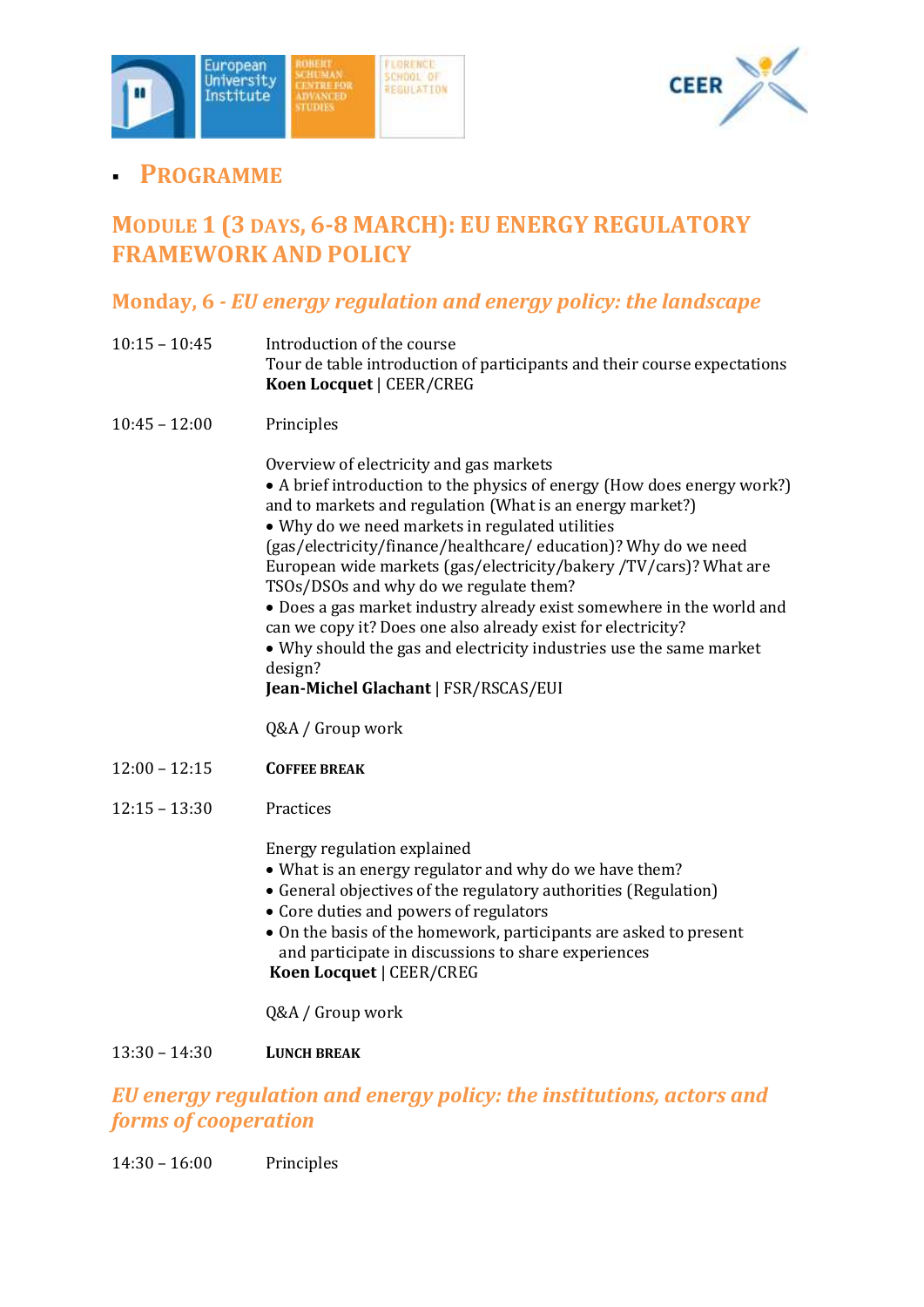- **Programme**

## Module 1 (3 days, 6-8 March): EU Energy Regulatory Framework and Policy

### Monday, 6 - *EU energy regulation and energy policy: the landscape*

10:15 – 10:45 Introduction of the course
Tour de table introduction of participants and their course expectations
**Koen Locquet** | CEER/CREG

10:45 – 12:00 Principles

Overview of electricity and gas markets

- A brief introduction to the physics of energy (How does energy work?) and to markets and regulation (What is an energy market?)
- Why do we need markets in regulated utilities (gas/electricity/finance/healthcare/ education)? Why do we need European wide markets (gas/electricity/bakery /TV/cars)? What are TSOs/DSOs and why do we regulate them?
- Does a gas market industry already exist somewhere in the world and can we copy it? Does one also already exist for electricity?
- Why should the gas and electricity industries use the same market design?

**Jean-Michel Glachant** | FSR/RSCAS/EUI

Q&A / Group work

12:00 – 12:15 **Coffee break**

12:15 – 13:30 Practices

Energy regulation explained

- What is an energy regulator and why do we have them?
- General objectives of the regulatory authorities (Regulation)
- Core duties and powers of regulators
- On the basis of the homework, participants are asked to present and participate in discussions to share experiences

**Koen Locquet** | CEER/CREG

Q&A / Group work

13:30 – 14:30 **Lunch break**

### *EU energy regulation and energy policy: the institutions, actors and forms of cooperation*

14:30 – 16:00 Principles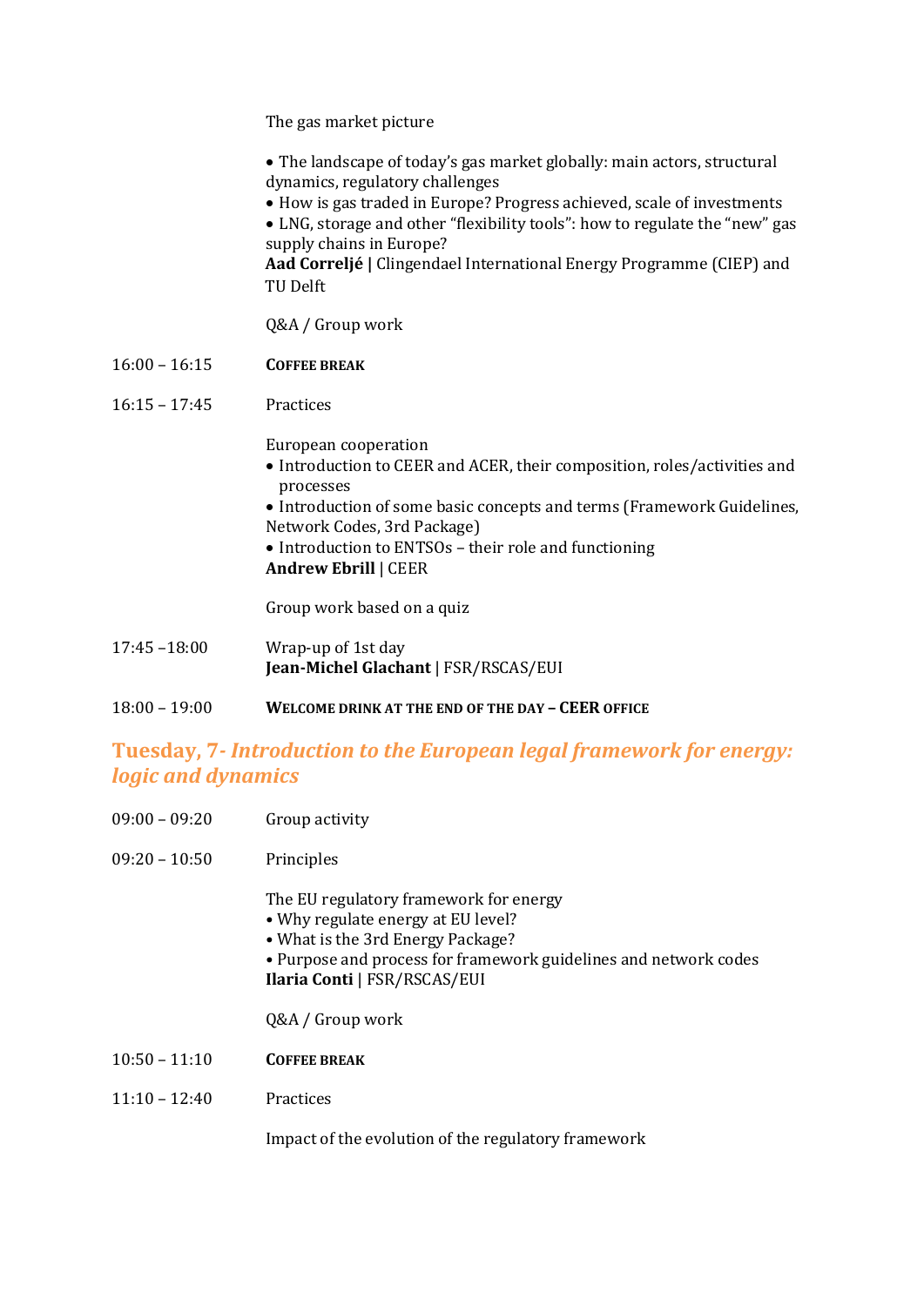The gas market picture

- The landscape of today's gas market globally: main actors, structural dynamics, regulatory challenges
- How is gas traded in Europe? Progress achieved, scale of investments
- LNG, storage and other "flexibility tools": how to regulate the "new" gas supply chains in Europe?

**Aad Correljé |** Clingendael International Energy Programme (CIEP) and TU Delft

Q&A / Group work

16:00 – 16:15 **COFFEE BREAK**

16:15 – 17:45 Practices

European cooperation

- Introduction to CEER and ACER, their composition, roles/activities and processes
- Introduction of some basic concepts and terms (Framework Guidelines, Network Codes, 3rd Package)
- Introduction to ENTSOs – their role and functioning

**Andrew Ebrill** | CEER

Group work based on a quiz

17:45 –18:00 Wrap-up of 1st day
**Jean-Michel Glachant** | FSR/RSCAS/EUI

18:00 – 19:00 **WELCOME DRINK AT THE END OF THE DAY – CEER OFFICE**

## Tuesday, 7- *Introduction to the European legal framework for energy: logic and dynamics*

09:00 – 09:20 Group activity

09:20 – 10:50 Principles

The EU regulatory framework for energy

- Why regulate energy at EU level?
- What is the 3rd Energy Package?
- Purpose and process for framework guidelines and network codes

**Ilaria Conti** | FSR/RSCAS/EUI

Q&A / Group work

10:50 – 11:10 **COFFEE BREAK**

11:10 – 12:40 Practices

Impact of the evolution of the regulatory framework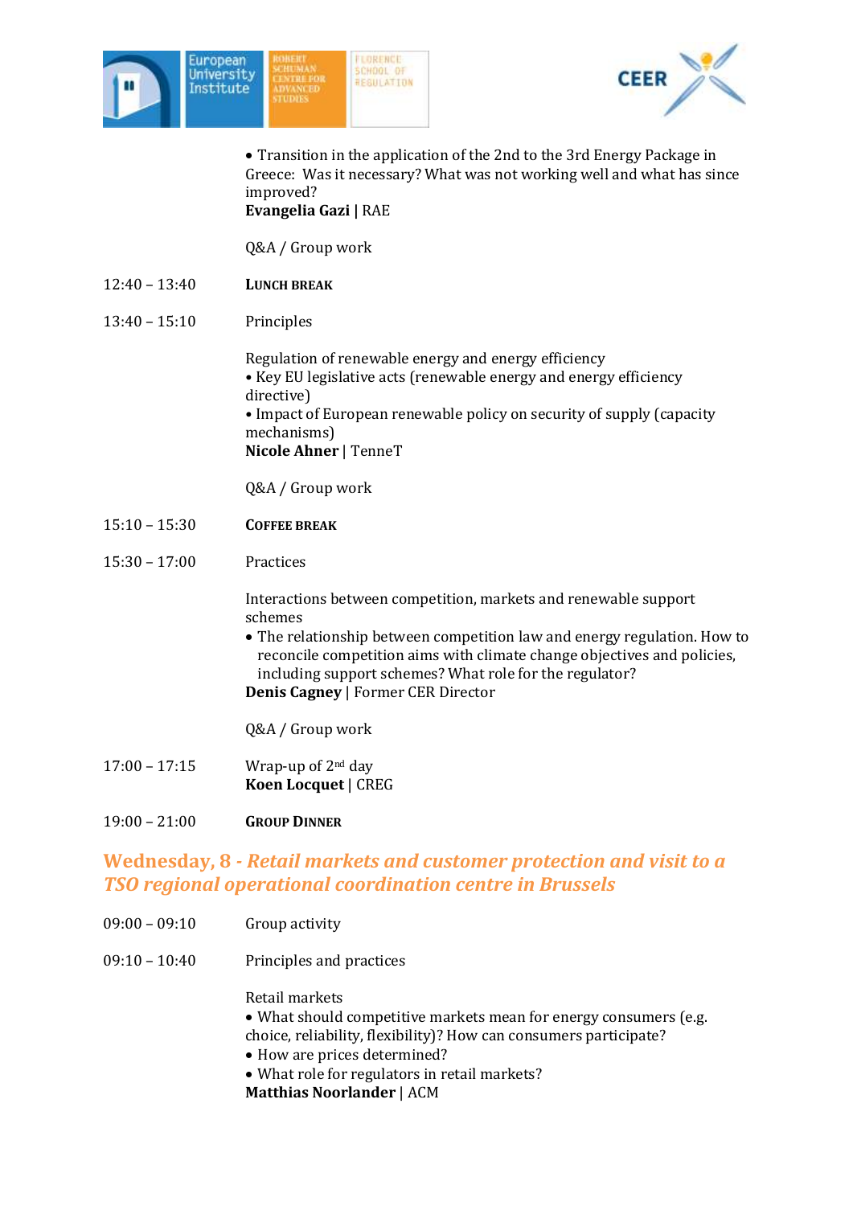- Transition in the application of the 2nd to the 3rd Energy Package in Greece: Was it necessary? What was not working well and what has since improved?

**Evangelia Gazi** | RAE

Q&A / Group work

| | |
|---|---|
| 12:40 – 13:40 | **LUNCH BREAK** |
| 13:40 – 15:10 | Principles |

Regulation of renewable energy and energy efficiency

- Key EU legislative acts (renewable energy and energy efficiency directive)
- Impact of European renewable policy on security of supply (capacity mechanisms)

**Nicole Ahner** | TenneT

Q&A / Group work

| | |
|---|---|
| 15:10 – 15:30 | **COFFEE BREAK** |
| 15:30 – 17:00 | Practices |

Interactions between competition, markets and renewable support schemes

- The relationship between competition law and energy regulation. How to reconcile competition aims with climate change objectives and policies, including support schemes? What role for the regulator?

**Denis Cagney** | Former CER Director

Q&A / Group work

| | |
|---|---|
| 17:00 – 17:15 | Wrap-up of 2nd day<br>**Koen Locquet** \| CREG |
| 19:00 – 21:00 | **GROUP DINNER** |

## Wednesday, 8 - *Retail markets and customer protection and visit to a TSO regional operational coordination centre in Brussels*

| | |
|---|---|
| 09:00 – 09:10 | Group activity |
| 09:10 – 10:40 | Principles and practices |

Retail markets

- What should competitive markets mean for energy consumers (e.g. choice, reliability, flexibility)? How can consumers participate?
- How are prices determined?
- What role for regulators in retail markets?

**Matthias Noorlander** | ACM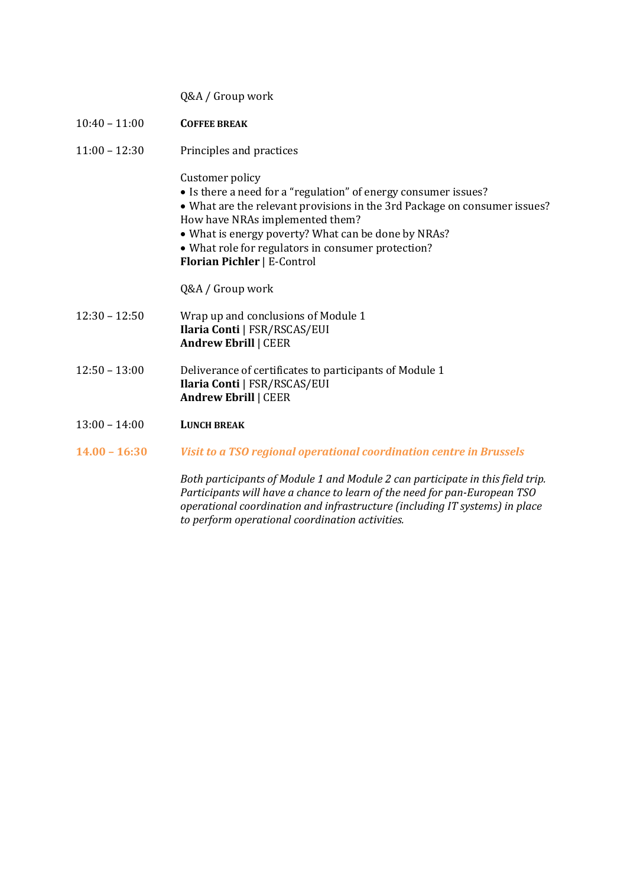Q&A / Group work

10:40 – 11:00 **COFFEE BREAK**

11:00 – 12:30 Principles and practices

Customer policy

- Is there a need for a "regulation" of energy consumer issues?
- What are the relevant provisions in the 3rd Package on consumer issues? How have NRAs implemented them?
- What is energy poverty? What can be done by NRAs?
- What role for regulators in consumer protection?

**Florian Pichler** | E-Control

Q&A / Group work

12:30 – 12:50 Wrap up and conclusions of Module 1
**Ilaria Conti** | FSR/RSCAS/EUI
**Andrew Ebrill** | CEER

12:50 – 13:00 Deliverance of certificates to participants of Module 1
**Ilaria Conti** | FSR/RSCAS/EUI
**Andrew Ebrill** | CEER

13:00 – 14:00 **LUNCH BREAK**

**14.00 – 16:30** ***Visit to a TSO regional operational coordination centre in Brussels***

*Both participants of Module 1 and Module 2 can participate in this field trip. Participants will have a chance to learn of the need for pan-European TSO operational coordination and infrastructure (including IT systems) in place to perform operational coordination activities.*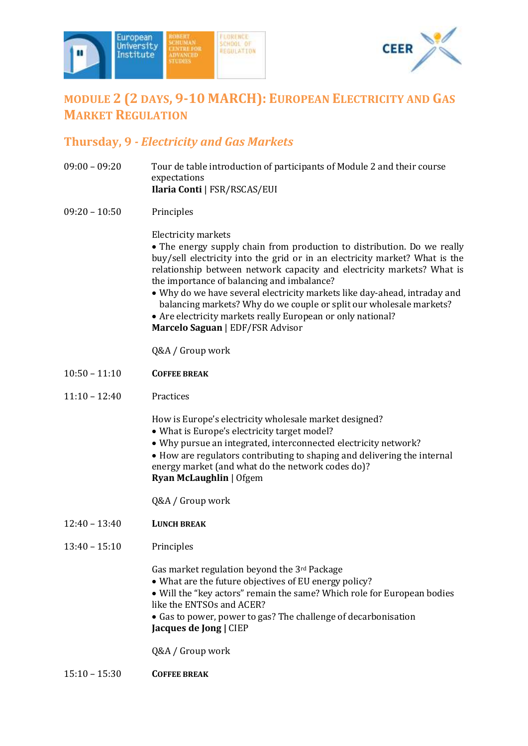## MODULE 2 (2 DAYS, 9-10 MARCH): EUROPEAN ELECTRICITY AND GAS MARKET REGULATION

### Thursday, 9 - *Electricity and Gas Markets*

09:00 – 09:20 Tour de table introduction of participants of Module 2 and their course expectations
**Ilaria Conti** | FSR/RSCAS/EUI

09:20 – 10:50 Principles

Electricity markets

- The energy supply chain from production to distribution. Do we really buy/sell electricity into the grid or in an electricity market? What is the relationship between network capacity and electricity markets? What is the importance of balancing and imbalance?
- Why do we have several electricity markets like day-ahead, intraday and balancing markets? Why do we couple or split our wholesale markets?
- Are electricity markets really European or only national?

**Marcelo Saguan** | EDF/FSR Advisor

Q&A / Group work

10:50 – 11:10 **COFFEE BREAK**

11:10 – 12:40 Practices

How is Europe's electricity wholesale market designed?

- What is Europe's electricity target model?
- Why pursue an integrated, interconnected electricity network?
- How are regulators contributing to shaping and delivering the internal energy market (and what do the network codes do)?

**Ryan McLaughlin** | Ofgem

Q&A / Group work

12:40 – 13:40 **LUNCH BREAK**

13:40 – 15:10 Principles

Gas market regulation beyond the 3rd Package

- What are the future objectives of EU energy policy?
- Will the "key actors" remain the same? Which role for European bodies like the ENTSOs and ACER?
- Gas to power, power to gas? The challenge of decarbonisation

**Jacques de Jong |** CIEP

Q&A / Group work

15:10 – 15:30 **COFFEE BREAK**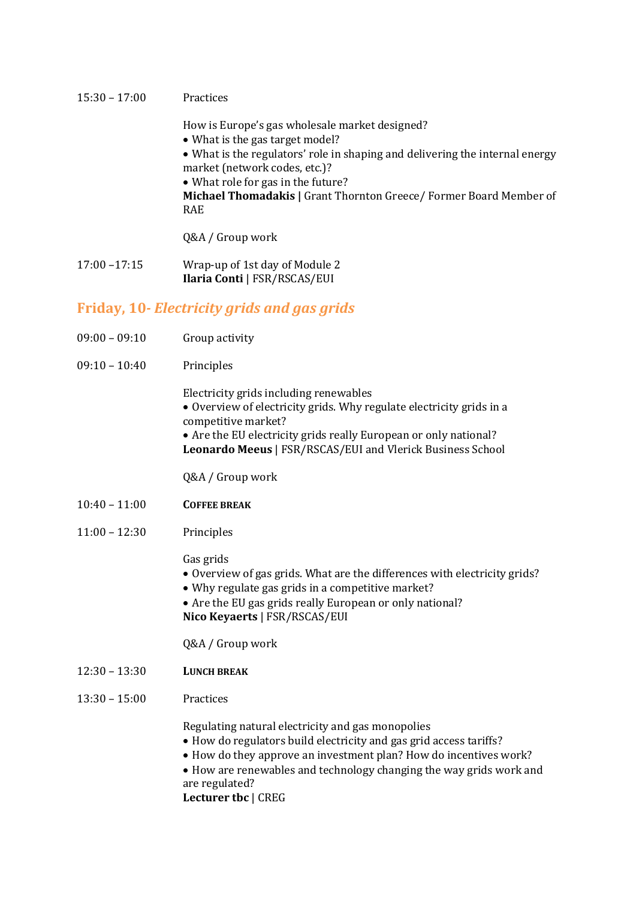15:30 – 17:00 Practices

How is Europe's gas wholesale market designed?
- What is the gas target model?
- What is the regulators' role in shaping and delivering the internal energy market (network codes, etc.)?
- What role for gas in the future?

**Michael Thomadakis |** Grant Thornton Greece/ Former Board Member of RAE

Q&A / Group work

17:00 –17:15 Wrap-up of 1st day of Module 2
**Ilaria Conti** | FSR/RSCAS/EUI

## Friday, 10- *Electricity grids and gas grids*

09:00 – 09:10 Group activity

09:10 – 10:40 Principles

Electricity grids including renewables
- Overview of electricity grids. Why regulate electricity grids in a competitive market?
- Are the EU electricity grids really European or only national?

**Leonardo Meeus** | FSR/RSCAS/EUI and Vlerick Business School

Q&A / Group work

10:40 – 11:00 **COFFEE BREAK**

11:00 – 12:30 Principles

Gas grids
- Overview of gas grids. What are the differences with electricity grids?
- Why regulate gas grids in a competitive market?
- Are the EU gas grids really European or only national?

**Nico Keyaerts** | FSR/RSCAS/EUI

Q&A / Group work

12:30 – 13:30 **LUNCH BREAK**

13:30 – 15:00 Practices

Regulating natural electricity and gas monopolies
- How do regulators build electricity and gas grid access tariffs?
- How do they approve an investment plan? How do incentives work?
- How are renewables and technology changing the way grids work and are regulated?

**Lecturer tbc |** CREG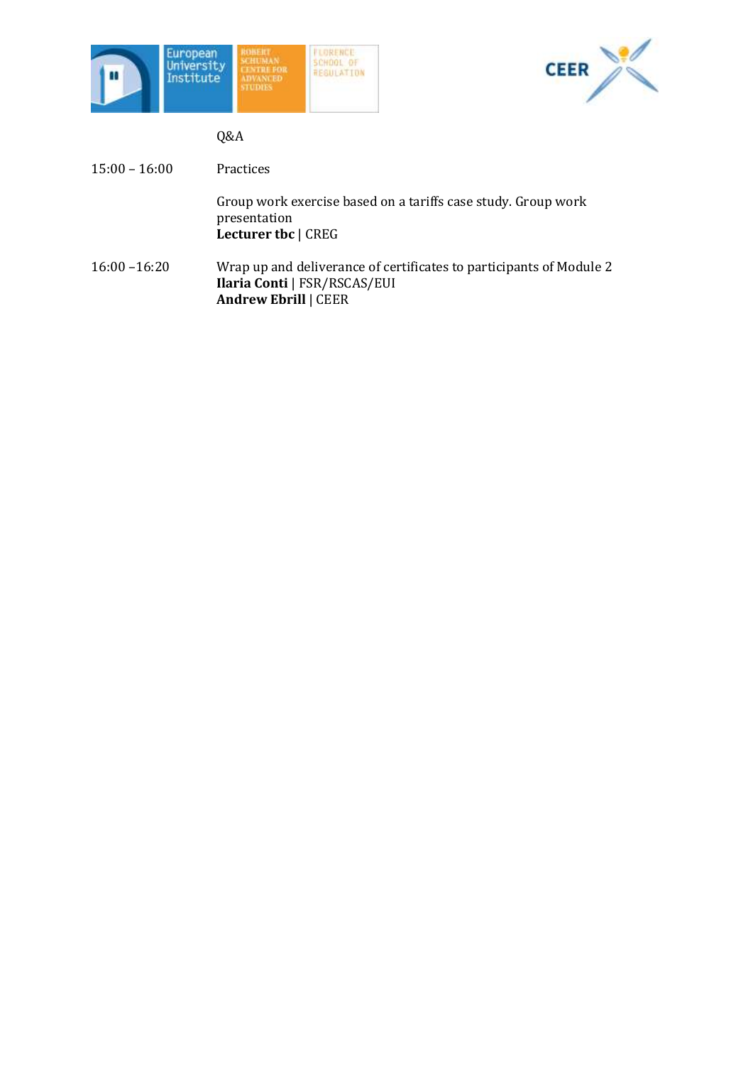| | |
|---|---|
| | Q&A |
| 15:00 – 16:00 | Practices<br><br>Group work exercise based on a tariffs case study. Group work presentation<br>**Lecturer tbc** \| CREG |
| 16:00 –16:20 | Wrap up and deliverance of certificates to participants of Module 2<br>**Ilaria Conti** \| FSR/RSCAS/EUI<br>**Andrew Ebrill** \| CEER |